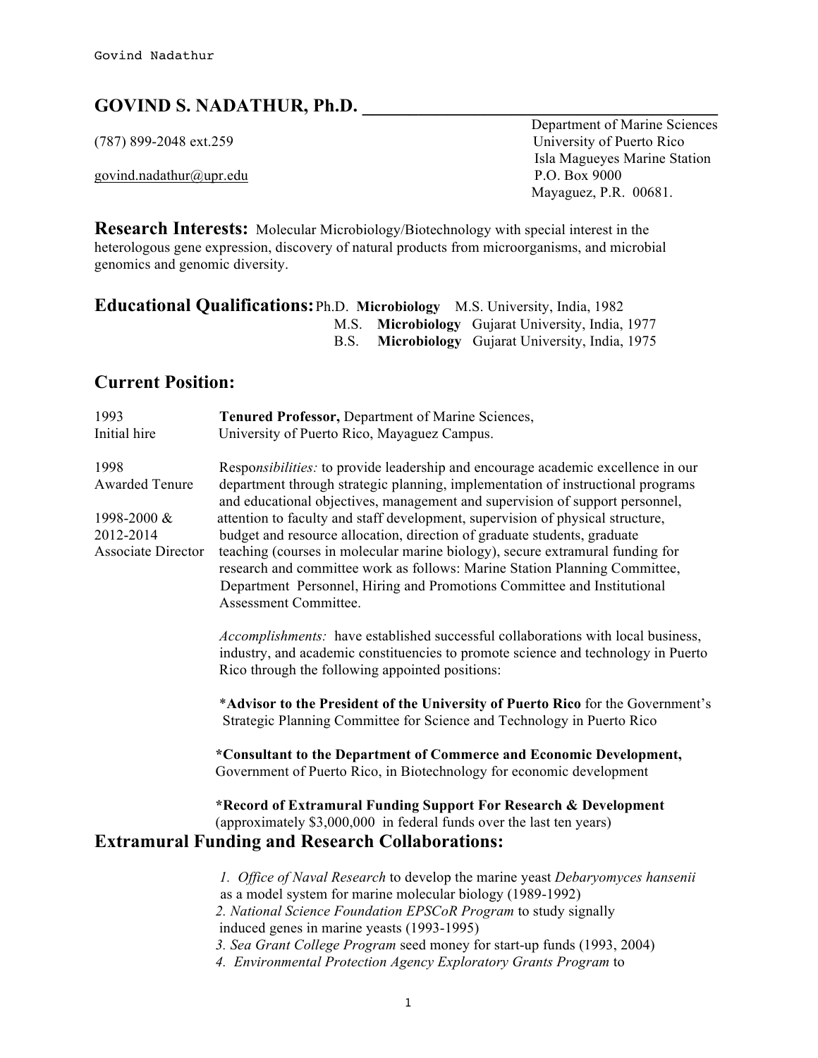# GOVIND S. NADATHUR, Ph.D.

(787) 899-2048 ext.259

govind.nadathur@upr.edu

Department of Marine Sciences
University of Puerto Rico
Isla Magueyes Marine Station
P.O. Box 9000
Mayaguez, P.R. 00681.

## Research Interests:

Molecular Microbiology/Biotechnology with special interest in the heterologous gene expression, discovery of natural products from microorganisms, and microbial genomics and genomic diversity.

## Educational Qualifications:

Ph.D. **Microbiology** M.S. University, India, 1982
M.S. **Microbiology** Gujarat University, India, 1977
B.S. **Microbiology** Gujarat University, India, 1975

## Current Position:

1993
Initial hire

**Tenured Professor,** Department of Marine Sciences, University of Puerto Rico, Mayaguez Campus.

1998
Awarded Tenure

1998-2000 &
2012-2014
Associate Director

*Responsibilities:* to provide leadership and encourage academic excellence in our department through strategic planning, implementation of instructional programs and educational objectives, management and supervision of support personnel, attention to faculty and staff development, supervision of physical structure, budget and resource allocation, direction of graduate students, graduate teaching (courses in molecular marine biology), secure extramural funding for research and committee work as follows: Marine Station Planning Committee, Department Personnel, Hiring and Promotions Committee and Institutional Assessment Committee.

*Accomplishments:* have established successful collaborations with local business, industry, and academic constituencies to promote science and technology in Puerto Rico through the following appointed positions:

***Advisor to the President of the University of Puerto Rico** for the Government's Strategic Planning Committee for Science and Technology in Puerto Rico

***Consultant to the Department of Commerce and Economic Development,** Government of Puerto Rico, in Biotechnology for economic development

***Record of Extramural Funding Support For Research & Development** (approximately $3,000,000 in federal funds over the last ten years)

## Extramural Funding and Research Collaborations:

1. *Office of Naval Research* to develop the marine yeast *Debaryomyces hansenii* as a model system for marine molecular biology (1989-1992)
2. *National Science Foundation EPSCoR Program* to study signally induced genes in marine yeasts (1993-1995)
3. *Sea Grant College Program* seed money for start-up funds (1993, 2004)
4. *Environmental Protection Agency Exploratory Grants Program* to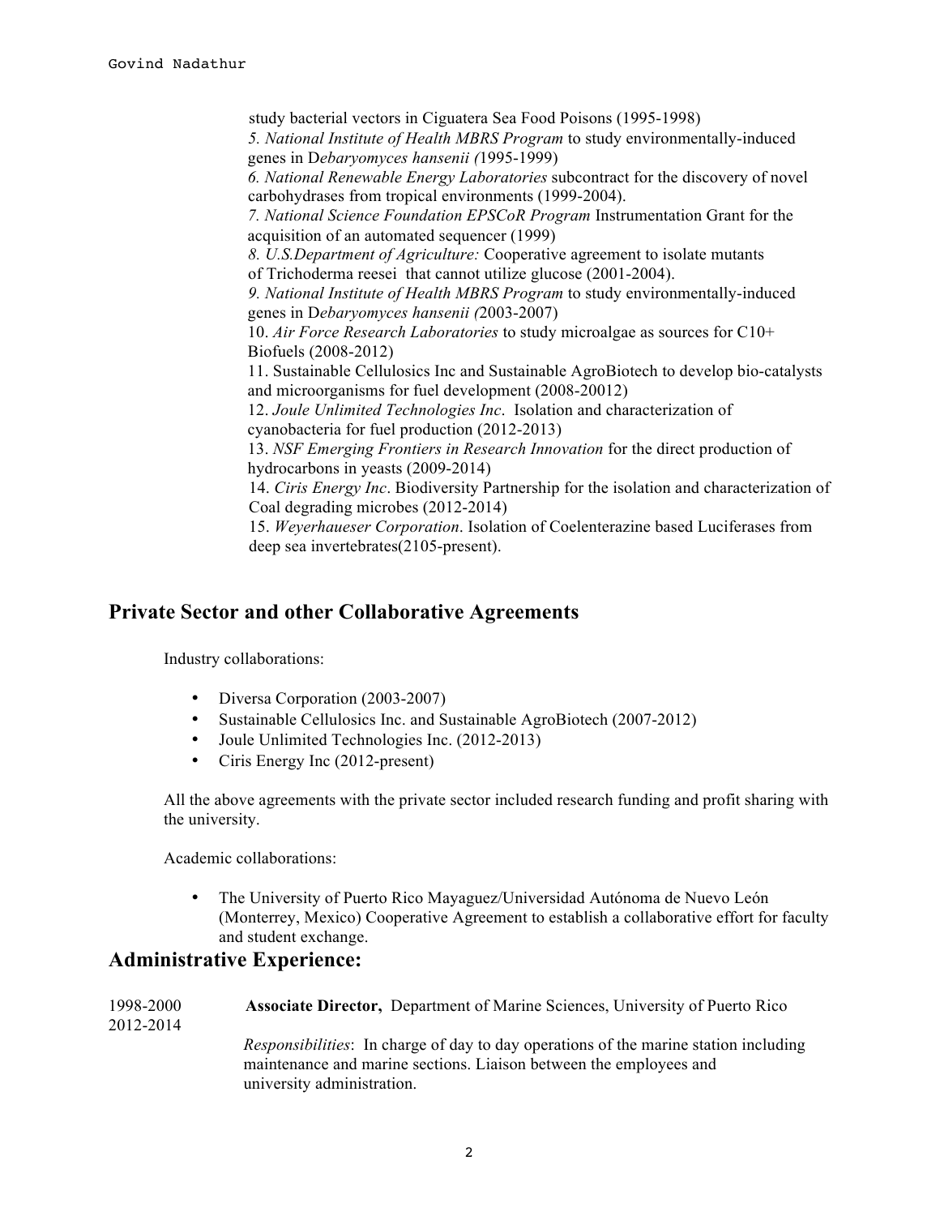study bacterial vectors in Ciguatera Sea Food Poisons (1995-1998)

5. *National Institute of Health MBRS Program* to study environmentally-induced genes in D*ebaryomyces hansenii (*1995-1999)

6. *National Renewable Energy Laboratories* subcontract for the discovery of novel carbohydrases from tropical environments (1999-2004).

7. *National Science Foundation EPSCoR Program* Instrumentation Grant for the acquisition of an automated sequencer (1999)

8. *U.S.Department of Agriculture:* Cooperative agreement to isolate mutants of Trichoderma reesei that cannot utilize glucose (2001-2004).

9. *National Institute of Health MBRS Program* to study environmentally-induced genes in D*ebaryomyces hansenii (*2003-2007)

10. *Air Force Research Laboratories* to study microalgae as sources for C10+ Biofuels (2008-2012)

11. Sustainable Cellulosics Inc and Sustainable AgroBiotech to develop bio-catalysts and microorganisms for fuel development (2008-20012)

12. *Joule Unlimited Technologies Inc*. Isolation and characterization of cyanobacteria for fuel production (2012-2013)

13. *NSF Emerging Frontiers in Research Innovation* for the direct production of hydrocarbons in yeasts (2009-2014)

14. *Ciris Energy Inc*. Biodiversity Partnership for the isolation and characterization of Coal degrading microbes (2012-2014)

15. *Weyerhaueser Corporation*. Isolation of Coelenterazine based Luciferases from deep sea invertebrates(2105-present).

## Private Sector and other Collaborative Agreements

Industry collaborations:

- Diversa Corporation (2003-2007)
- Sustainable Cellulosics Inc. and Sustainable AgroBiotech (2007-2012)
- Joule Unlimited Technologies Inc. (2012-2013)
- Ciris Energy Inc (2012-present)

All the above agreements with the private sector included research funding and profit sharing with the university.

Academic collaborations:

- The University of Puerto Rico Mayaguez/Universidad Autónoma de Nuevo León (Monterrey, Mexico) Cooperative Agreement to establish a collaborative effort for faculty and student exchange.

## Administrative Experience:

1998-2000
2012-2014 **Associate Director,** Department of Marine Sciences, University of Puerto Rico

*Responsibilities*: In charge of day to day operations of the marine station including maintenance and marine sections. Liaison between the employees and university administration.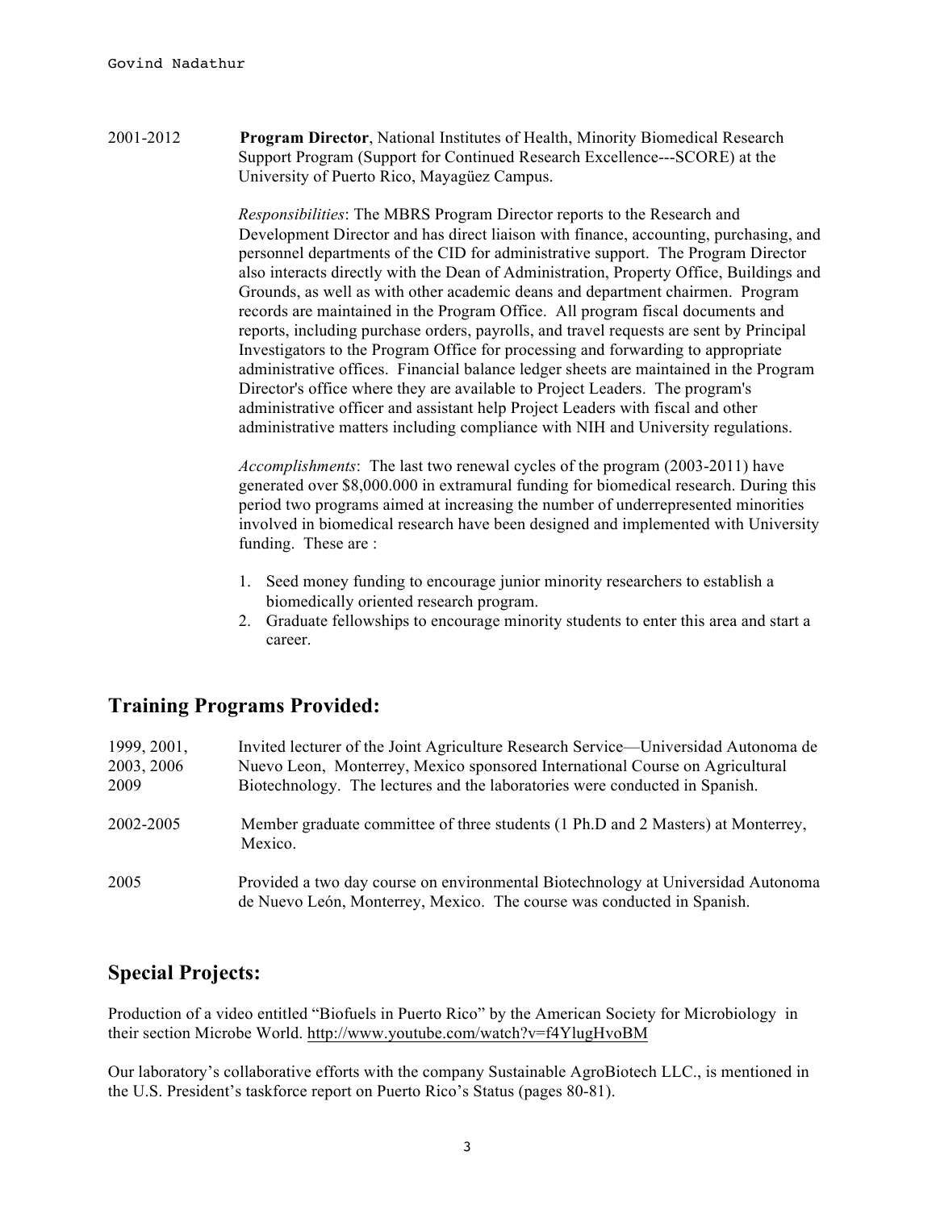2001-2012 **Program Director**, National Institutes of Health, Minority Biomedical Research Support Program (Support for Continued Research Excellence---SCORE) at the University of Puerto Rico, Mayagüez Campus.

*Responsibilities*: The MBRS Program Director reports to the Research and Development Director and has direct liaison with finance, accounting, purchasing, and personnel departments of the CID for administrative support. The Program Director also interacts directly with the Dean of Administration, Property Office, Buildings and Grounds, as well as with other academic deans and department chairmen. Program records are maintained in the Program Office. All program fiscal documents and reports, including purchase orders, payrolls, and travel requests are sent by Principal Investigators to the Program Office for processing and forwarding to appropriate administrative offices. Financial balance ledger sheets are maintained in the Program Director's office where they are available to Project Leaders. The program's administrative officer and assistant help Project Leaders with fiscal and other administrative matters including compliance with NIH and University regulations.

*Accomplishments*: The last two renewal cycles of the program (2003-2011) have generated over $8,000.000 in extramural funding for biomedical research. During this period two programs aimed at increasing the number of underrepresented minorities involved in biomedical research have been designed and implemented with University funding. These are :

1. Seed money funding to encourage junior minority researchers to establish a biomedically oriented research program.
2. Graduate fellowships to encourage minority students to enter this area and start a career.

## Training Programs Provided:

1999, 2001, 2003, 2006 2009 — Invited lecturer of the Joint Agriculture Research Service—Universidad Autonoma de Nuevo Leon, Monterrey, Mexico sponsored International Course on Agricultural Biotechnology. The lectures and the laboratories were conducted in Spanish.

2002-2005 — Member graduate committee of three students (1 Ph.D and 2 Masters) at Monterrey, Mexico.

2005 — Provided a two day course on environmental Biotechnology at Universidad Autonoma de Nuevo León, Monterrey, Mexico. The course was conducted in Spanish.

## Special Projects:

Production of a video entitled "Biofuels in Puerto Rico" by the American Society for Microbiology in their section Microbe World. http://www.youtube.com/watch?v=f4YlugHvoBM

Our laboratory's collaborative efforts with the company Sustainable AgroBiotech LLC., is mentioned in the U.S. President's taskforce report on Puerto Rico's Status (pages 80-81).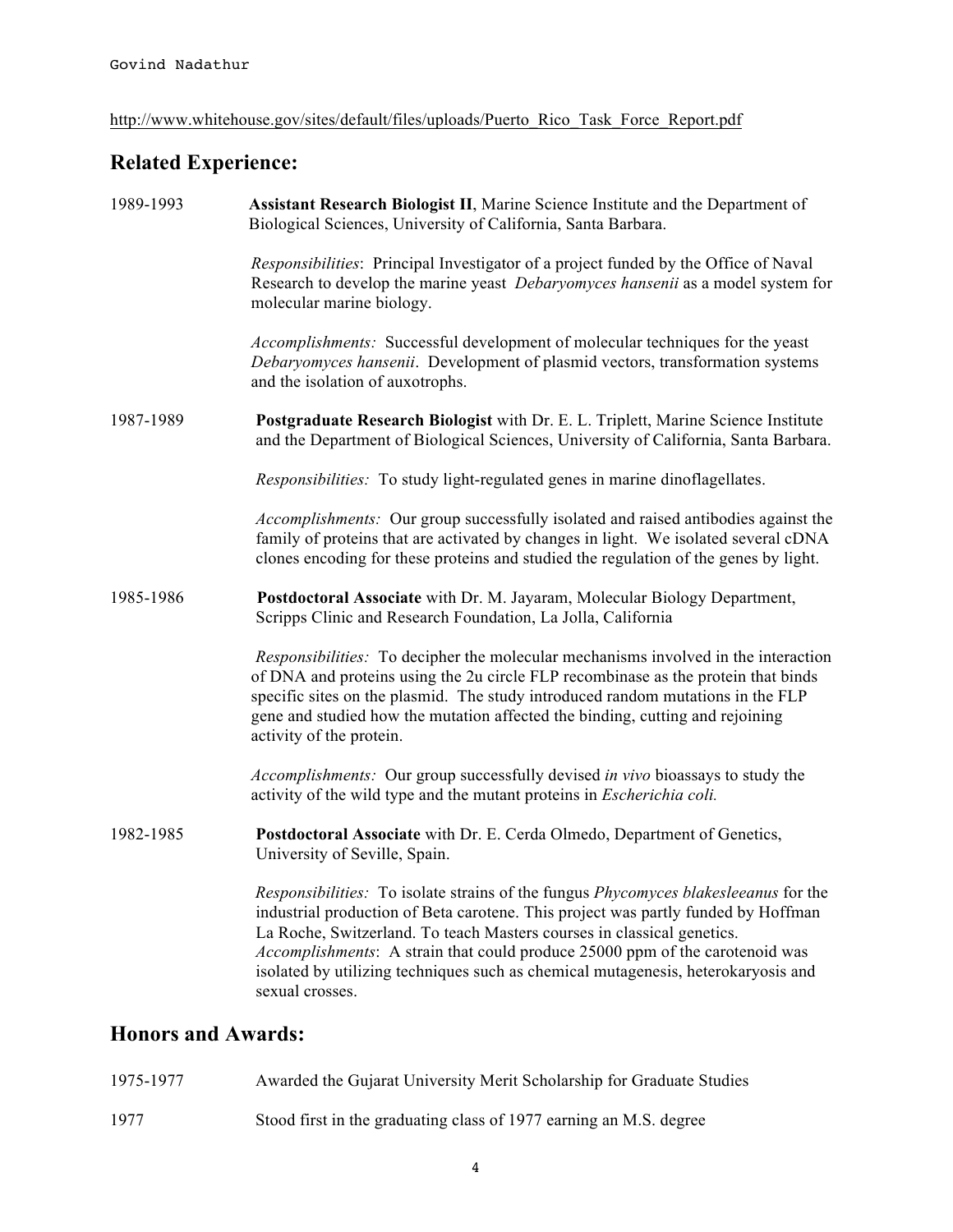http://www.whitehouse.gov/sites/default/files/uploads/Puerto_Rico_Task_Force_Report.pdf

## Related Experience:

1989-1993 **Assistant Research Biologist II**, Marine Science Institute and the Department of Biological Sciences, University of California, Santa Barbara.

*Responsibilities*: Principal Investigator of a project funded by the Office of Naval Research to develop the marine yeast *Debaryomyces hansenii* as a model system for molecular marine biology.

*Accomplishments:* Successful development of molecular techniques for the yeast *Debaryomyces hansenii*. Development of plasmid vectors, transformation systems and the isolation of auxotrophs.

1987-1989 **Postgraduate Research Biologist** with Dr. E. L. Triplett, Marine Science Institute and the Department of Biological Sciences, University of California, Santa Barbara.

*Responsibilities:* To study light-regulated genes in marine dinoflagellates.

*Accomplishments:* Our group successfully isolated and raised antibodies against the family of proteins that are activated by changes in light. We isolated several cDNA clones encoding for these proteins and studied the regulation of the genes by light.

1985-1986 **Postdoctoral Associate** with Dr. M. Jayaram, Molecular Biology Department, Scripps Clinic and Research Foundation, La Jolla, California

*Responsibilities:* To decipher the molecular mechanisms involved in the interaction of DNA and proteins using the 2u circle FLP recombinase as the protein that binds specific sites on the plasmid. The study introduced random mutations in the FLP gene and studied how the mutation affected the binding, cutting and rejoining activity of the protein.

*Accomplishments:* Our group successfully devised *in vivo* bioassays to study the activity of the wild type and the mutant proteins in *Escherichia coli.*

1982-1985 **Postdoctoral Associate** with Dr. E. Cerda Olmedo, Department of Genetics, University of Seville, Spain.

*Responsibilities:* To isolate strains of the fungus *Phycomyces blakesleeanus* for the industrial production of Beta carotene. This project was partly funded by Hoffman La Roche, Switzerland. To teach Masters courses in classical genetics.
*Accomplishments*: A strain that could produce 25000 ppm of the carotenoid was isolated by utilizing techniques such as chemical mutagenesis, heterokaryosis and sexual crosses.

## Honors and Awards:

1975-1977 Awarded the Gujarat University Merit Scholarship for Graduate Studies

1977 Stood first in the graduating class of 1977 earning an M.S. degree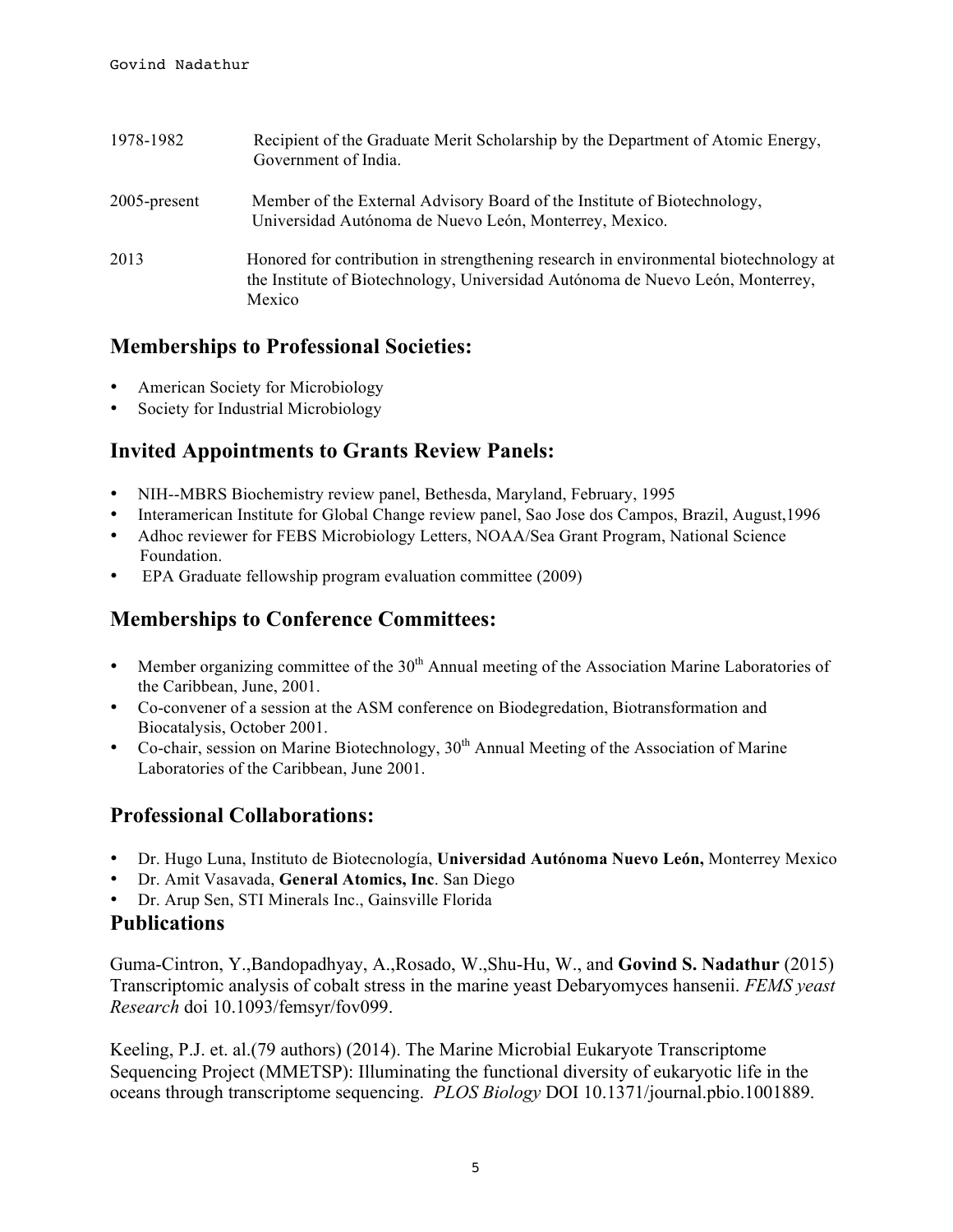1978-1982 Recipient of the Graduate Merit Scholarship by the Department of Atomic Energy, Government of India.

2005-present Member of the External Advisory Board of the Institute of Biotechnology, Universidad Autónoma de Nuevo León, Monterrey, Mexico.

2013 Honored for contribution in strengthening research in environmental biotechnology at the Institute of Biotechnology, Universidad Autónoma de Nuevo León, Monterrey, Mexico

## Memberships to Professional Societies:

- American Society for Microbiology
- Society for Industrial Microbiology

## Invited Appointments to Grants Review Panels:

- NIH--MBRS Biochemistry review panel, Bethesda, Maryland, February, 1995
- Interamerican Institute for Global Change review panel, Sao Jose dos Campos, Brazil, August,1996
- Adhoc reviewer for FEBS Microbiology Letters, NOAA/Sea Grant Program, National Science Foundation.
- EPA Graduate fellowship program evaluation committee (2009)

## Memberships to Conference Committees:

- Member organizing committee of the 30th Annual meeting of the Association Marine Laboratories of the Caribbean, June, 2001.
- Co-convener of a session at the ASM conference on Biodegredation, Biotransformation and Biocatalysis, October 2001.
- Co-chair, session on Marine Biotechnology, 30th Annual Meeting of the Association of Marine Laboratories of the Caribbean, June 2001.

## Professional Collaborations:

- Dr. Hugo Luna, Instituto de Biotecnología, **Universidad Autónoma Nuevo León,** Monterrey Mexico
- Dr. Amit Vasavada, **General Atomics, Inc**. San Diego
- Dr. Arup Sen, STI Minerals Inc., Gainsville Florida

## Publications

Guma-Cintron, Y.,Bandopadhyay, A.,Rosado, W.,Shu-Hu, W., and **Govind S. Nadathur** (2015) Transcriptomic analysis of cobalt stress in the marine yeast Debaryomyces hansenii. *FEMS yeast Research* doi 10.1093/femsyr/fov099.

Keeling, P.J. et. al.(79 authors) (2014). The Marine Microbial Eukaryote Transcriptome Sequencing Project (MMETSP): Illuminating the functional diversity of eukaryotic life in the oceans through transcriptome sequencing. *PLOS Biology* DOI 10.1371/journal.pbio.1001889.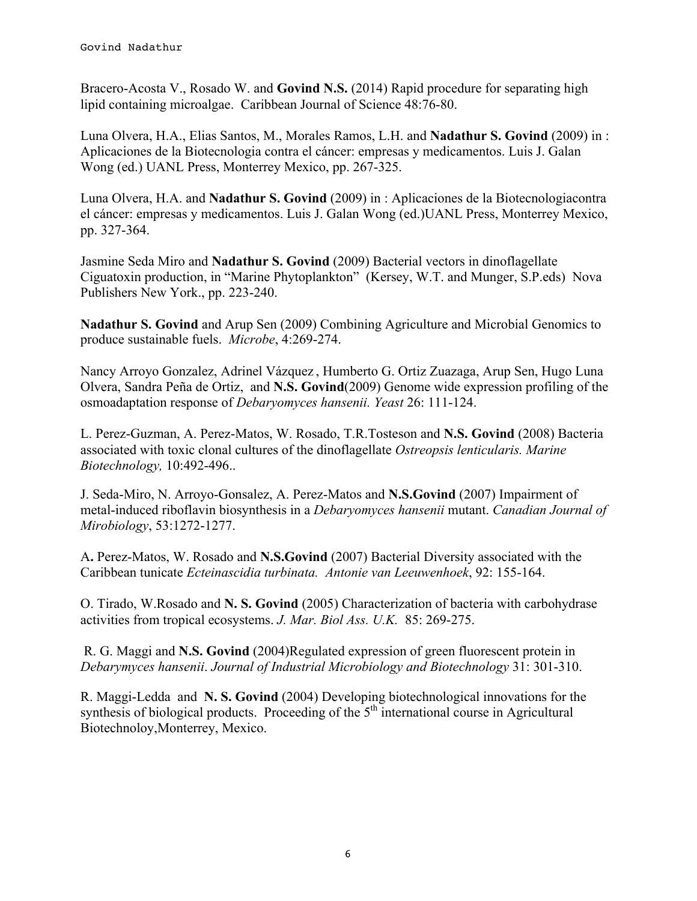Bracero-Acosta V., Rosado W. and **Govind N.S.** (2014) Rapid procedure for separating high lipid containing microalgae. Caribbean Journal of Science 48:76-80.

Luna Olvera, H.A., Elias Santos, M., Morales Ramos, L.H. and **Nadathur S. Govind** (2009) in : Aplicaciones de la Biotecnologia contra el cáncer: empresas y medicamentos. Luis J. Galan Wong (ed.) UANL Press, Monterrey Mexico, pp. 267-325.

Luna Olvera, H.A. and **Nadathur S. Govind** (2009) in : Aplicaciones de la Biotecnologiacontra el cáncer: empresas y medicamentos. Luis J. Galan Wong (ed.)UANL Press, Monterrey Mexico, pp. 327-364.

Jasmine Seda Miro and **Nadathur S. Govind** (2009) Bacterial vectors in dinoflagellate Ciguatoxin production, in "Marine Phytoplankton" (Kersey, W.T. and Munger, S.P.eds) Nova Publishers New York., pp. 223-240.

**Nadathur S. Govind** and Arup Sen (2009) Combining Agriculture and Microbial Genomics to produce sustainable fuels. *Microbe*, 4:269-274.

Nancy Arroyo Gonzalez, Adrinel Vázquez , Humberto G. Ortiz Zuazaga, Arup Sen, Hugo Luna Olvera, Sandra Peña de Ortiz, and **N.S. Govind**(2009) Genome wide expression profiling of the osmoadaptation response of *Debaryomyces hansenii. Yeast* 26: 111-124.

L. Perez-Guzman, A. Perez-Matos, W. Rosado, T.R.Tosteson and **N.S. Govind** (2008) Bacteria associated with toxic clonal cultures of the dinoflagellate *Ostreopsis lenticularis. Marine Biotechnology,* 10:492-496..

J. Seda-Miro, N. Arroyo-Gonsalez, A. Perez-Matos and **N.S.Govind** (2007) Impairment of metal-induced riboflavin biosynthesis in a *Debaryomyces hansenii* mutant. *Canadian Journal of Mirobiology*, 53:1272-1277.

A**.** Perez-Matos, W. Rosado and **N.S.Govind** (2007) Bacterial Diversity associated with the Caribbean tunicate *Ecteinascidia turbinata. Antonie van Leeuwenhoek*, 92: 155-164.

O. Tirado, W.Rosado and **N. S. Govind** (2005) Characterization of bacteria with carbohydrase activities from tropical ecosystems. *J. Mar. Biol Ass. U.K.* 85: 269-275.

R. G. Maggi and **N.S. Govind** (2004)Regulated expression of green fluorescent protein in *Debarymyces hansenii*. *Journal of Industrial Microbiology and Biotechnology* 31: 301-310.

R. Maggi-Ledda and **N. S. Govind** (2004) Developing biotechnological innovations for the synthesis of biological products. Proceeding of the 5th international course in Agricultural Biotechnoloy,Monterrey, Mexico.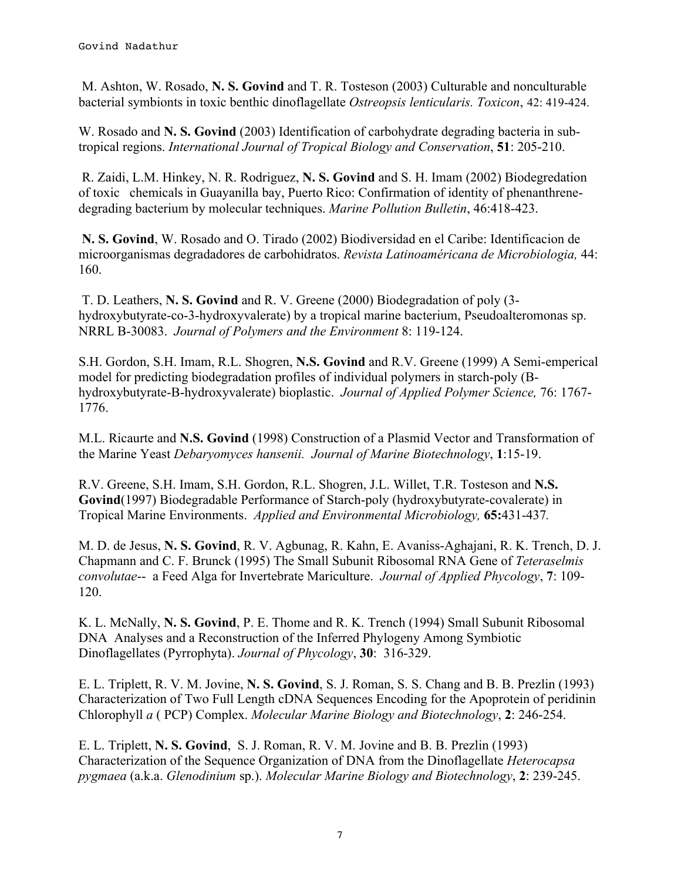M. Ashton, W. Rosado, **N. S. Govind** and T. R. Tosteson (2003) Culturable and nonculturable bacterial symbionts in toxic benthic dinoflagellate *Ostreopsis lenticularis. Toxicon*, 42: 419-424.

W. Rosado and **N. S. Govind** (2003) Identification of carbohydrate degrading bacteria in sub-tropical regions. *International Journal of Tropical Biology and Conservation*, **51**: 205-210.

R. Zaidi, L.M. Hinkey, N. R. Rodriguez, **N. S. Govind** and S. H. Imam (2002) Biodegredation of toxic chemicals in Guayanilla bay, Puerto Rico: Confirmation of identity of phenanthrene-degrading bacterium by molecular techniques. *Marine Pollution Bulletin*, 46:418-423.

**N. S. Govind**, W. Rosado and O. Tirado (2002) Biodiversidad en el Caribe: Identificacion de microorganismas degradadores de carbohidratos. *Revista Latinoaméricana de Microbiologia,* 44: 160.

T. D. Leathers, **N. S. Govind** and R. V. Greene (2000) Biodegradation of poly (3-hydroxybutyrate-co-3-hydroxyvalerate) by a tropical marine bacterium, Pseudoalteromonas sp. NRRL B-30083. *Journal of Polymers and the Environment* 8: 119-124.

S.H. Gordon, S.H. Imam, R.L. Shogren, **N.S. Govind** and R.V. Greene (1999) A Semi-emperical model for predicting biodegradation profiles of individual polymers in starch-poly (B-hydroxybutyrate-B-hydroxyvalerate) bioplastic. *Journal of Applied Polymer Science,* 76: 1767-1776.

M.L. Ricaurte and **N.S. Govind** (1998) Construction of a Plasmid Vector and Transformation of the Marine Yeast *Debaryomyces hansenii. Journal of Marine Biotechnology*, **1**:15-19.

R.V. Greene, S.H. Imam, S.H. Gordon, R.L. Shogren, J.L. Willet, T.R. Tosteson and **N.S. Govind**(1997) Biodegradable Performance of Starch-poly (hydroxybutyrate-covalerate) in Tropical Marine Environments. *Applied and Environmental Microbiology,* **65:**431-437.

M. D. de Jesus, **N. S. Govind**, R. V. Agbunag, R. Kahn, E. Avaniss-Aghajani, R. K. Trench, D. J. Chapmann and C. F. Brunck (1995) The Small Subunit Ribosomal RNA Gene of *Teteraselmis convolutae*-- a Feed Alga for Invertebrate Mariculture. *Journal of Applied Phycology*, **7**: 109-120.

K. L. McNally, **N. S. Govind**, P. E. Thome and R. K. Trench (1994) Small Subunit Ribosomal DNA Analyses and a Reconstruction of the Inferred Phylogeny Among Symbiotic Dinoflagellates (Pyrrophyta). *Journal of Phycology*, **30**: 316-329.

E. L. Triplett, R. V. M. Jovine, **N. S. Govind**, S. J. Roman, S. S. Chang and B. B. Prezlin (1993) Characterization of Two Full Length cDNA Sequences Encoding for the Apoprotein of peridinin Chlorophyll *a* ( PCP) Complex. *Molecular Marine Biology and Biotechnology*, **2**: 246-254.

E. L. Triplett, **N. S. Govind**, S. J. Roman, R. V. M. Jovine and B. B. Prezlin (1993) Characterization of the Sequence Organization of DNA from the Dinoflagellate *Heterocapsa pygmaea* (a.k.a. *Glenodinium* sp.). *Molecular Marine Biology and Biotechnology*, **2**: 239-245.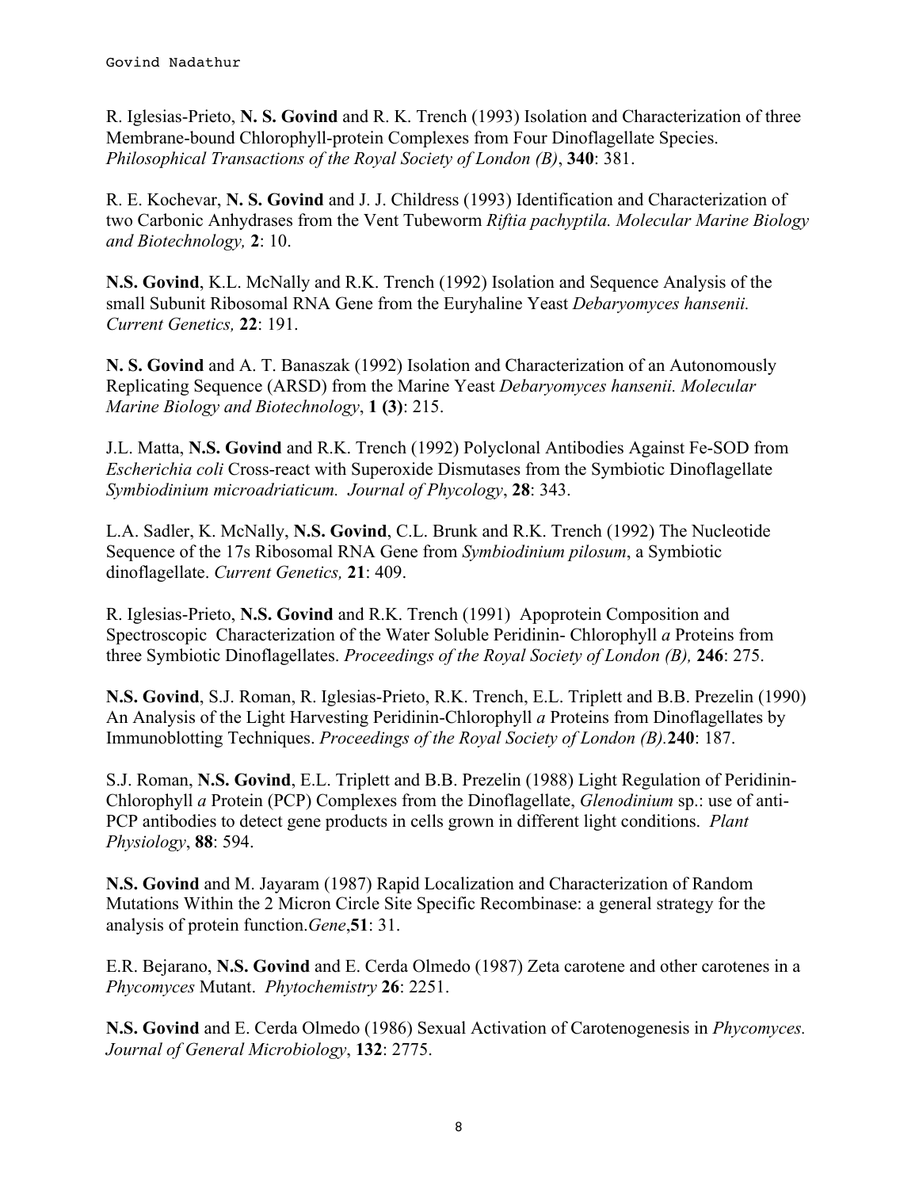R. Iglesias-Prieto, **N. S. Govind** and R. K. Trench (1993) Isolation and Characterization of three Membrane-bound Chlorophyll-protein Complexes from Four Dinoflagellate Species. *Philosophical Transactions of the Royal Society of London (B)*, **340**: 381.

R. E. Kochevar, **N. S. Govind** and J. J. Childress (1993) Identification and Characterization of two Carbonic Anhydrases from the Vent Tubeworm *Riftia pachyptila. Molecular Marine Biology and Biotechnology,* **2**: 10.

**N.S. Govind**, K.L. McNally and R.K. Trench (1992) Isolation and Sequence Analysis of the small Subunit Ribosomal RNA Gene from the Euryhaline Yeast *Debaryomyces hansenii. Current Genetics,* **22**: 191.

**N. S. Govind** and A. T. Banaszak (1992) Isolation and Characterization of an Autonomously Replicating Sequence (ARSD) from the Marine Yeast *Debaryomyces hansenii. Molecular Marine Biology and Biotechnology*, **1 (3)**: 215.

J.L. Matta, **N.S. Govind** and R.K. Trench (1992) Polyclonal Antibodies Against Fe-SOD from *Escherichia coli* Cross-react with Superoxide Dismutases from the Symbiotic Dinoflagellate *Symbiodinium microadriaticum. Journal of Phycology*, **28**: 343.

L.A. Sadler, K. McNally, **N.S. Govind**, C.L. Brunk and R.K. Trench (1992) The Nucleotide Sequence of the 17s Ribosomal RNA Gene from *Symbiodinium pilosum*, a Symbiotic dinoflagellate. *Current Genetics,* **21**: 409.

R. Iglesias-Prieto, **N.S. Govind** and R.K. Trench (1991) Apoprotein Composition and Spectroscopic Characterization of the Water Soluble Peridinin- Chlorophyll *a* Proteins from three Symbiotic Dinoflagellates. *Proceedings of the Royal Society of London (B),* **246**: 275.

**N.S. Govind**, S.J. Roman, R. Iglesias-Prieto, R.K. Trench, E.L. Triplett and B.B. Prezelin (1990) An Analysis of the Light Harvesting Peridinin-Chlorophyll *a* Proteins from Dinoflagellates by Immunoblotting Techniques. *Proceedings of the Royal Society of London (B).***240**: 187.

S.J. Roman, **N.S. Govind**, E.L. Triplett and B.B. Prezelin (1988) Light Regulation of Peridinin-Chlorophyll *a* Protein (PCP) Complexes from the Dinoflagellate, *Glenodinium* sp.: use of anti-PCP antibodies to detect gene products in cells grown in different light conditions. *Plant Physiology*, **88**: 594.

**N.S. Govind** and M. Jayaram (1987) Rapid Localization and Characterization of Random Mutations Within the 2 Micron Circle Site Specific Recombinase: a general strategy for the analysis of protein function.*Gene*,**51**: 31.

E.R. Bejarano, **N.S. Govind** and E. Cerda Olmedo (1987) Zeta carotene and other carotenes in a *Phycomyces* Mutant. *Phytochemistry* **26**: 2251.

**N.S. Govind** and E. Cerda Olmedo (1986) Sexual Activation of Carotenogenesis in *Phycomyces. Journal of General Microbiology*, **132**: 2775.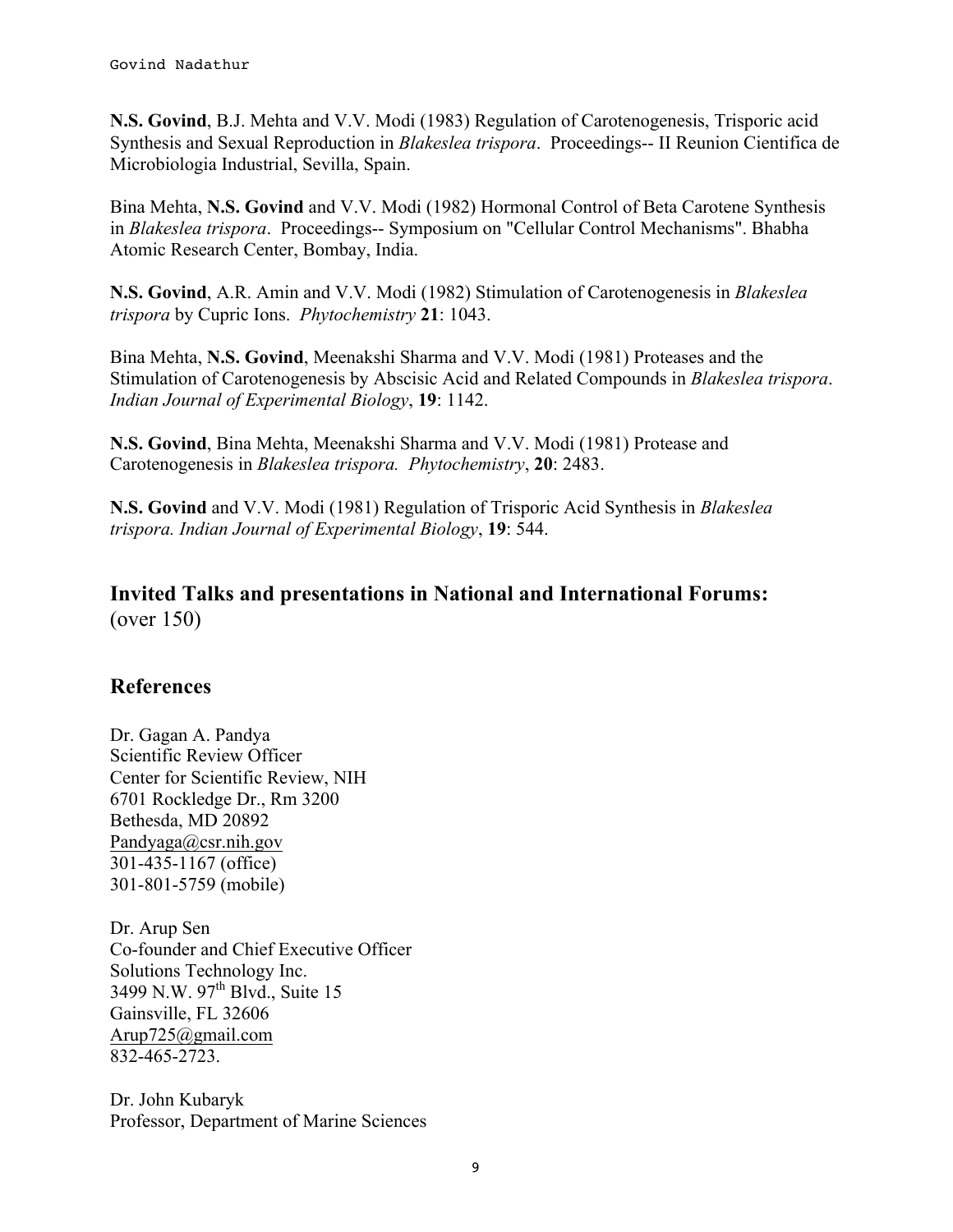**N.S. Govind**, B.J. Mehta and V.V. Modi (1983) Regulation of Carotenogenesis, Trisporic acid Synthesis and Sexual Reproduction in *Blakeslea trispora*. Proceedings-- II Reunion Cientifica de Microbiologia Industrial, Sevilla, Spain.

Bina Mehta, **N.S. Govind** and V.V. Modi (1982) Hormonal Control of Beta Carotene Synthesis in *Blakeslea trispora*. Proceedings-- Symposium on "Cellular Control Mechanisms". Bhabha Atomic Research Center, Bombay, India.

**N.S. Govind**, A.R. Amin and V.V. Modi (1982) Stimulation of Carotenogenesis in *Blakeslea trispora* by Cupric Ions. *Phytochemistry* **21**: 1043.

Bina Mehta, **N.S. Govind**, Meenakshi Sharma and V.V. Modi (1981) Proteases and the Stimulation of Carotenogenesis by Abscisic Acid and Related Compounds in *Blakeslea trispora*. *Indian Journal of Experimental Biology*, **19**: 1142.

**N.S. Govind**, Bina Mehta, Meenakshi Sharma and V.V. Modi (1981) Protease and Carotenogenesis in *Blakeslea trispora. Phytochemistry*, **20**: 2483.

**N.S. Govind** and V.V. Modi (1981) Regulation of Trisporic Acid Synthesis in *Blakeslea trispora. Indian Journal of Experimental Biology*, **19**: 544.

## Invited Talks and presentations in National and International Forums:

(over 150)

## References

Dr. Gagan A. Pandya
Scientific Review Officer
Center for Scientific Review, NIH
6701 Rockledge Dr., Rm 3200
Bethesda, MD 20892
Pandyaga@csr.nih.gov
301-435-1167 (office)
301-801-5759 (mobile)

Dr. Arup Sen
Co-founder and Chief Executive Officer
Solutions Technology Inc.
3499 N.W. 97th Blvd., Suite 15
Gainsville, FL 32606
Arup725@gmail.com
832-465-2723.

Dr. John Kubaryk
Professor, Department of Marine Sciences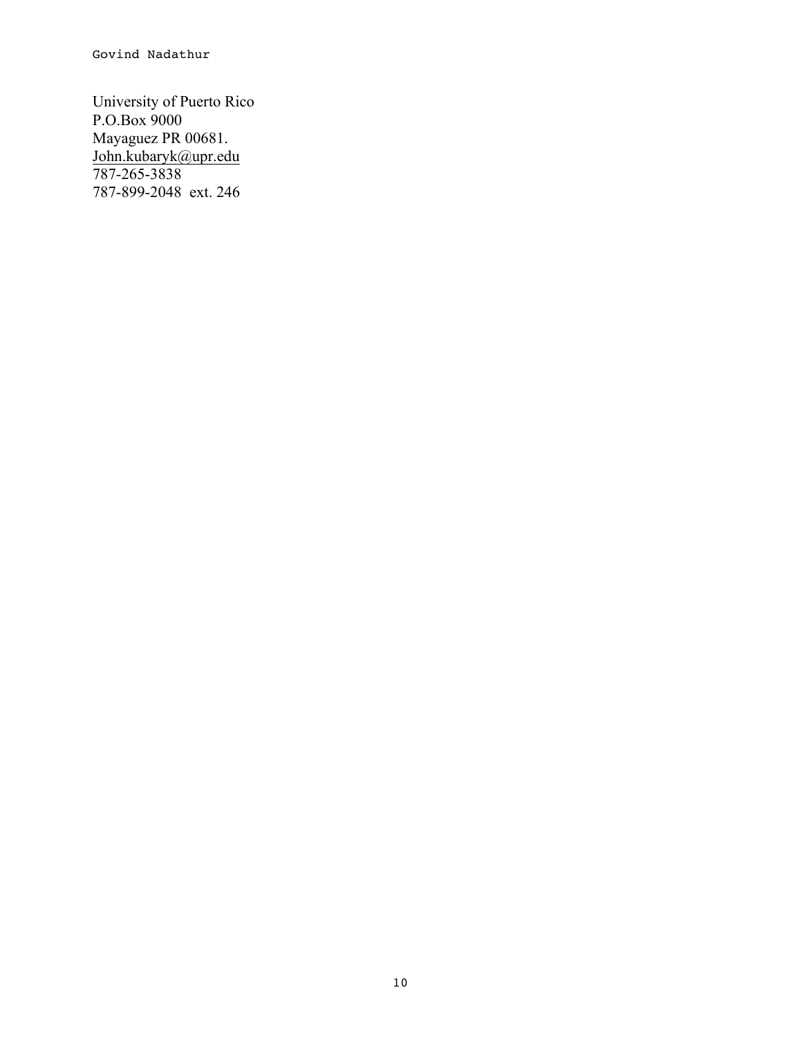University of Puerto Rico
P.O.Box 9000
Mayaguez PR 00681.
John.kubaryk@upr.edu
787-265-3838
787-899-2048 ext. 246